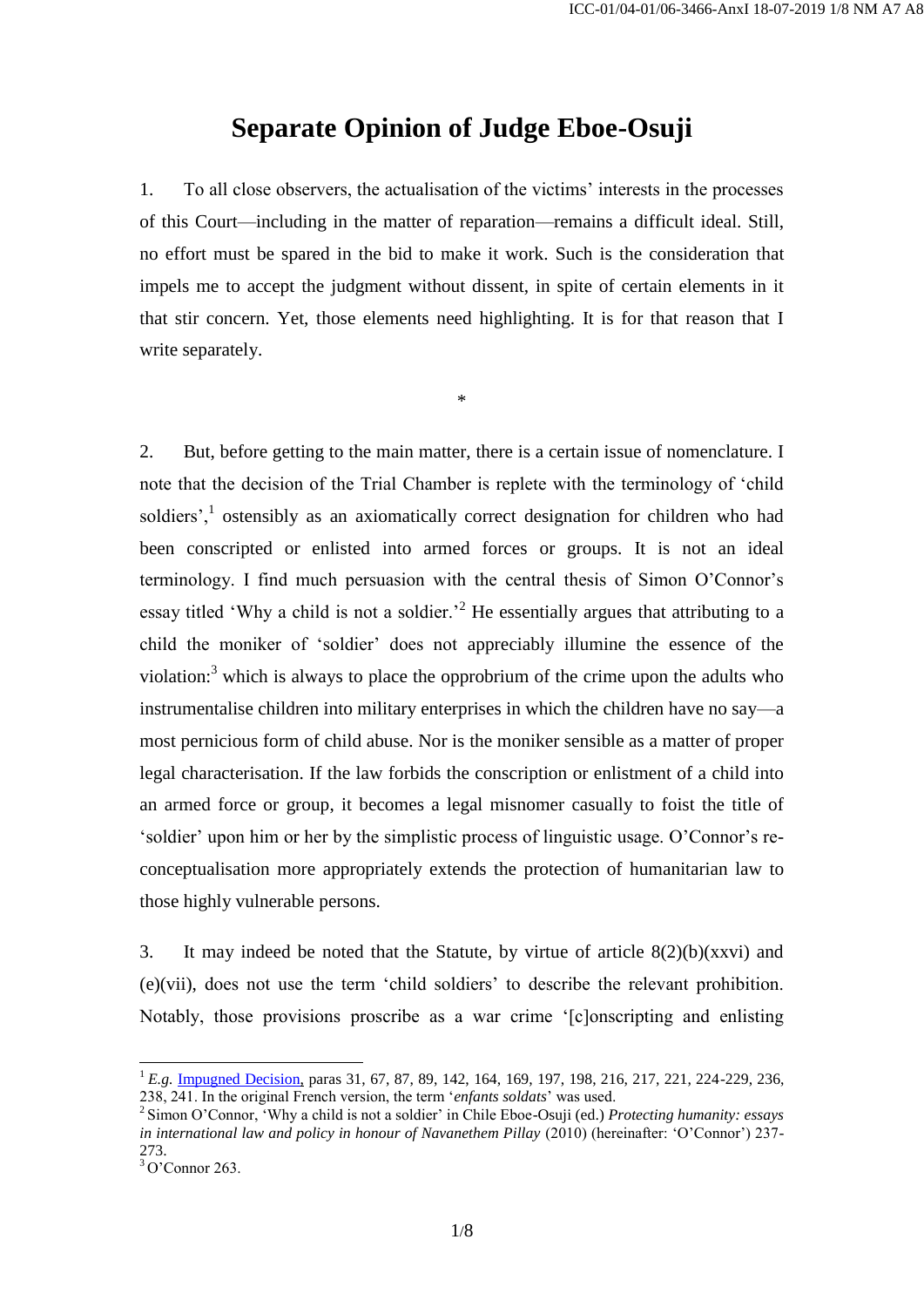# Separate Opinion of Judge Eboe-Osuji

1. To all close observers, the actualisation of the victims' interests in the processes of this Court—including in the matter of reparation—remains a difficult ideal. Still, no effort must be spared in the bid to make it work. Such is the consideration that impels me to accept the judgment without dissent, in spite of certain elements in it that stir concern. Yet, those elements need highlighting. It is for that reason that I write separately.

*

2. But, before getting to the main matter, there is a certain issue of nomenclature. I note that the decision of the Trial Chamber is replete with the terminology of 'child soldiers',[1] ostensibly as an axiomatically correct designation for children who had been conscripted or enlisted into armed forces or groups. It is not an ideal terminology. I find much persuasion with the central thesis of Simon O'Connor's essay titled 'Why a child is not a soldier.'[2] He essentially argues that attributing to a child the moniker of 'soldier' does not appreciably illumine the essence of the violation:[3] which is always to place the opprobrium of the crime upon the adults who instrumentalise children into military enterprises in which the children have no say—a most pernicious form of child abuse. Nor is the moniker sensible as a matter of proper legal characterisation. If the law forbids the conscription or enlistment of a child into an armed force or group, it becomes a legal misnomer casually to foist the title of 'soldier' upon him or her by the simplistic process of linguistic usage. O'Connor's re-conceptualisation more appropriately extends the protection of humanitarian law to those highly vulnerable persons.

3. It may indeed be noted that the Statute, by virtue of article 8(2)(b)(xxvi) and (e)(vii), does not use the term 'child soldiers' to describe the relevant prohibition. Notably, those provisions proscribe as a war crime '[c]onscripting and enlisting

---

[1] *E.g.* Impugned Decision, paras 31, 67, 87, 89, 142, 164, 169, 197, 198, 216, 217, 221, 224-229, 236, 238, 241. In the original French version, the term '*enfants soldats*' was used.

[2] Simon O'Connor, 'Why a child is not a soldier' in Chile Eboe-Osuji (ed.) *Protecting humanity: essays in international law and policy in honour of Navanethem Pillay* (2010) (hereinafter: 'O'Connor') 237-273.

[3] O'Connor 263.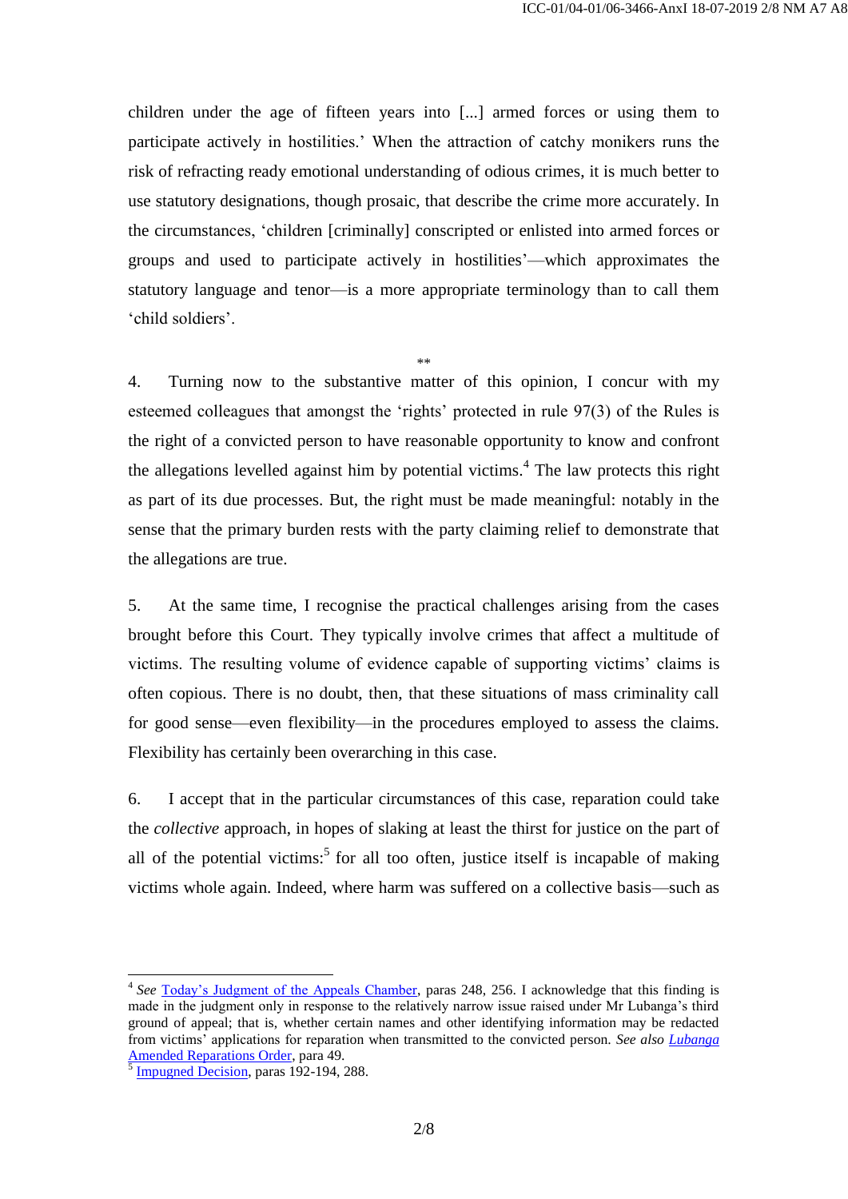children under the age of fifteen years into [...] armed forces or using them to participate actively in hostilities.' When the attraction of catchy monikers runs the risk of refracting ready emotional understanding of odious crimes, it is much better to use statutory designations, though prosaic, that describe the crime more accurately. In the circumstances, 'children [criminally] conscripted or enlisted into armed forces or groups and used to participate actively in hostilities'—which approximates the statutory language and tenor—is a more appropriate terminology than to call them 'child soldiers'.

**

4. Turning now to the substantive matter of this opinion, I concur with my esteemed colleagues that amongst the 'rights' protected in rule 97(3) of the Rules is the right of a convicted person to have reasonable opportunity to know and confront the allegations levelled against him by potential victims.[4] The law protects this right as part of its due processes. But, the right must be made meaningful: notably in the sense that the primary burden rests with the party claiming relief to demonstrate that the allegations are true.

5. At the same time, I recognise the practical challenges arising from the cases brought before this Court. They typically involve crimes that affect a multitude of victims. The resulting volume of evidence capable of supporting victims' claims is often copious. There is no doubt, then, that these situations of mass criminality call for good sense—even flexibility—in the procedures employed to assess the claims. Flexibility has certainly been overarching in this case.

6. I accept that in the particular circumstances of this case, reparation could take the *collective* approach, in hopes of slaking at least the thirst for justice on the part of all of the potential victims:[5] for all too often, justice itself is incapable of making victims whole again. Indeed, where harm was suffered on a collective basis—such as

---

[4] *See* Today's Judgment of the Appeals Chamber, paras 248, 256. I acknowledge that this finding is made in the judgment only in response to the relatively narrow issue raised under Mr Lubanga's third ground of appeal; that is, whether certain names and other identifying information may be redacted from victims' applications for reparation when transmitted to the convicted person. *See also* *Lubanga* Amended Reparations Order, para 49.

[5] Impugned Decision, paras 192-194, 288.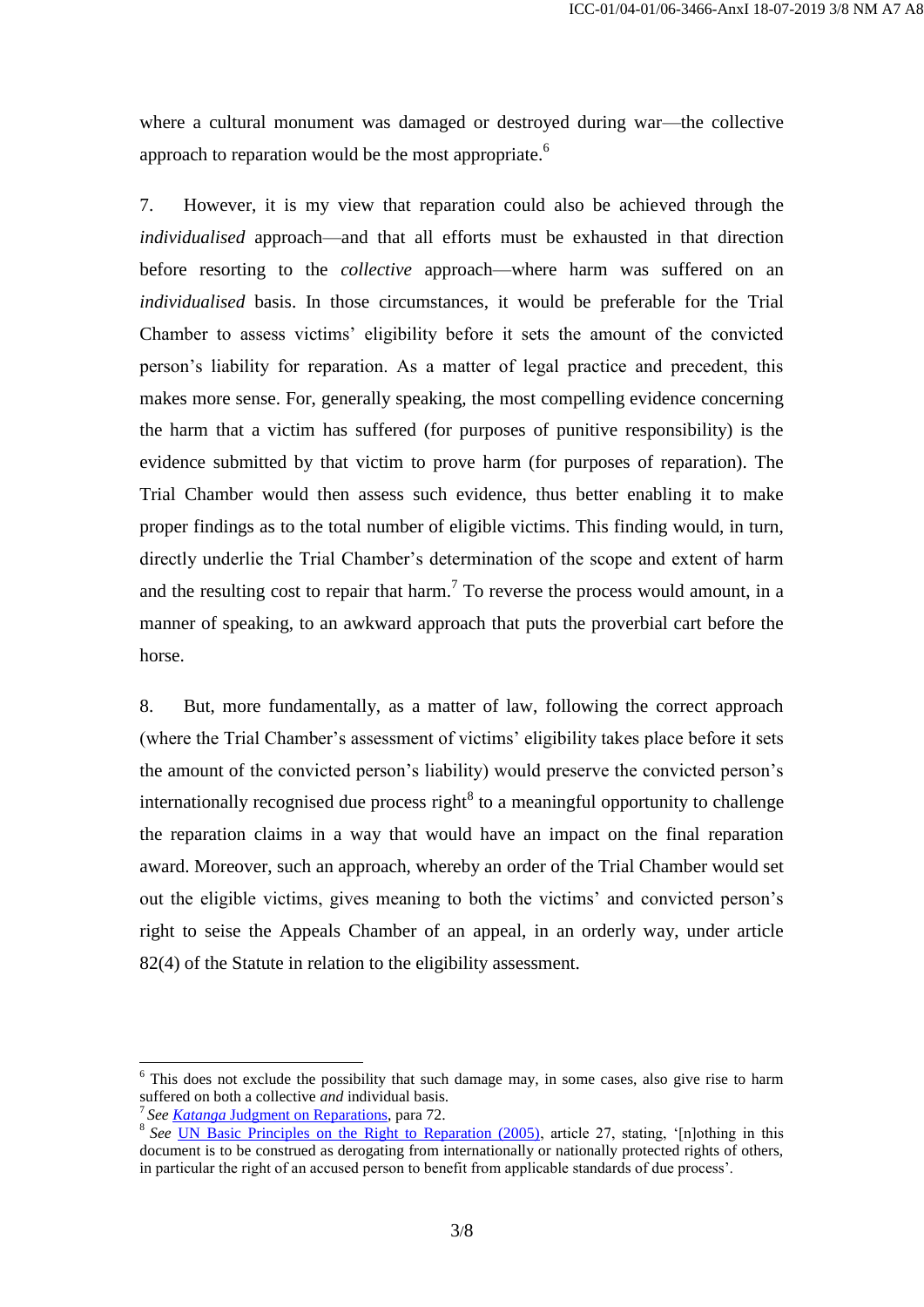where a cultural monument was damaged or destroyed during war—the collective approach to reparation would be the most appropriate.[6]

7. However, it is my view that reparation could also be achieved through the *individualised* approach—and that all efforts must be exhausted in that direction before resorting to the *collective* approach—where harm was suffered on an *individualised* basis. In those circumstances, it would be preferable for the Trial Chamber to assess victims' eligibility before it sets the amount of the convicted person's liability for reparation. As a matter of legal practice and precedent, this makes more sense. For, generally speaking, the most compelling evidence concerning the harm that a victim has suffered (for purposes of punitive responsibility) is the evidence submitted by that victim to prove harm (for purposes of reparation). The Trial Chamber would then assess such evidence, thus better enabling it to make proper findings as to the total number of eligible victims. This finding would, in turn, directly underlie the Trial Chamber's determination of the scope and extent of harm and the resulting cost to repair that harm.[7] To reverse the process would amount, in a manner of speaking, to an awkward approach that puts the proverbial cart before the horse.

8. But, more fundamentally, as a matter of law, following the correct approach (where the Trial Chamber's assessment of victims' eligibility takes place before it sets the amount of the convicted person's liability) would preserve the convicted person's internationally recognised due process right[8] to a meaningful opportunity to challenge the reparation claims in a way that would have an impact on the final reparation award. Moreover, such an approach, whereby an order of the Trial Chamber would set out the eligible victims, gives meaning to both the victims' and convicted person's right to seise the Appeals Chamber of an appeal, in an orderly way, under article 82(4) of the Statute in relation to the eligibility assessment.

---

[6] This does not exclude the possibility that such damage may, in some cases, also give rise to harm suffered on both a collective *and* individual basis.

[7] *See* *Katanga* Judgment on Reparations, para 72.

[8] *See* UN Basic Principles on the Right to Reparation (2005), article 27, stating, '[n]othing in this document is to be construed as derogating from internationally or nationally protected rights of others, in particular the right of an accused person to benefit from applicable standards of due process'.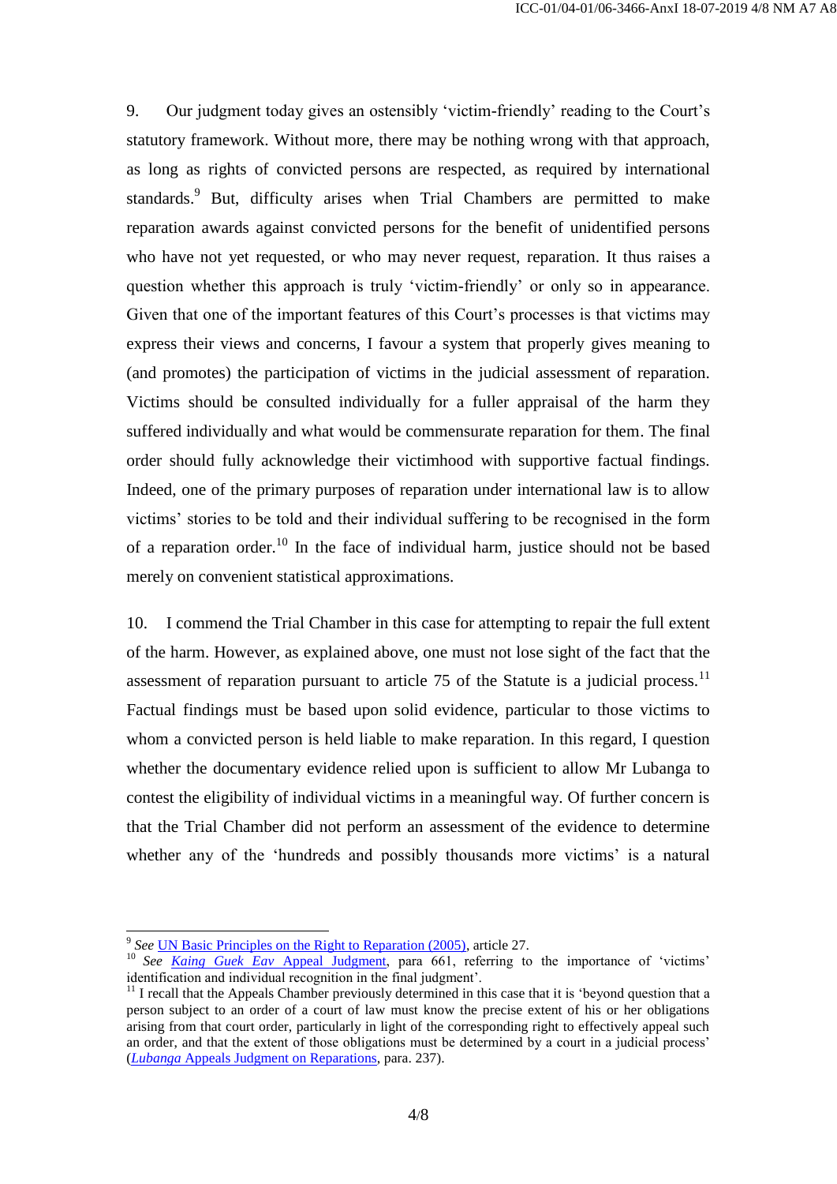9. Our judgment today gives an ostensibly 'victim-friendly' reading to the Court's statutory framework. Without more, there may be nothing wrong with that approach, as long as rights of convicted persons are respected, as required by international standards.[9] But, difficulty arises when Trial Chambers are permitted to make reparation awards against convicted persons for the benefit of unidentified persons who have not yet requested, or who may never request, reparation. It thus raises a question whether this approach is truly 'victim-friendly' or only so in appearance. Given that one of the important features of this Court's processes is that victims may express their views and concerns, I favour a system that properly gives meaning to (and promotes) the participation of victims in the judicial assessment of reparation. Victims should be consulted individually for a fuller appraisal of the harm they suffered individually and what would be commensurate reparation for them. The final order should fully acknowledge their victimhood with supportive factual findings. Indeed, one of the primary purposes of reparation under international law is to allow victims' stories to be told and their individual suffering to be recognised in the form of a reparation order.[10] In the face of individual harm, justice should not be based merely on convenient statistical approximations.

10. I commend the Trial Chamber in this case for attempting to repair the full extent of the harm. However, as explained above, one must not lose sight of the fact that the assessment of reparation pursuant to article 75 of the Statute is a judicial process.[11] Factual findings must be based upon solid evidence, particular to those victims to whom a convicted person is held liable to make reparation. In this regard, I question whether the documentary evidence relied upon is sufficient to allow Mr Lubanga to contest the eligibility of individual victims in a meaningful way. Of further concern is that the Trial Chamber did not perform an assessment of the evidence to determine whether any of the 'hundreds and possibly thousands more victims' is a natural

---

[9] *See* UN Basic Principles on the Right to Reparation (2005), article 27.

[10] *See* *Kaing Guek Eav* Appeal Judgment, para 661, referring to the importance of 'victims' identification and individual recognition in the final judgment'.

[11] I recall that the Appeals Chamber previously determined in this case that it is 'beyond question that a person subject to an order of a court of law must know the precise extent of his or her obligations arising from that court order, particularly in light of the corresponding right to effectively appeal such an order, and that the extent of those obligations must be determined by a court in a judicial process' (*Lubanga* Appeals Judgment on Reparations, para. 237).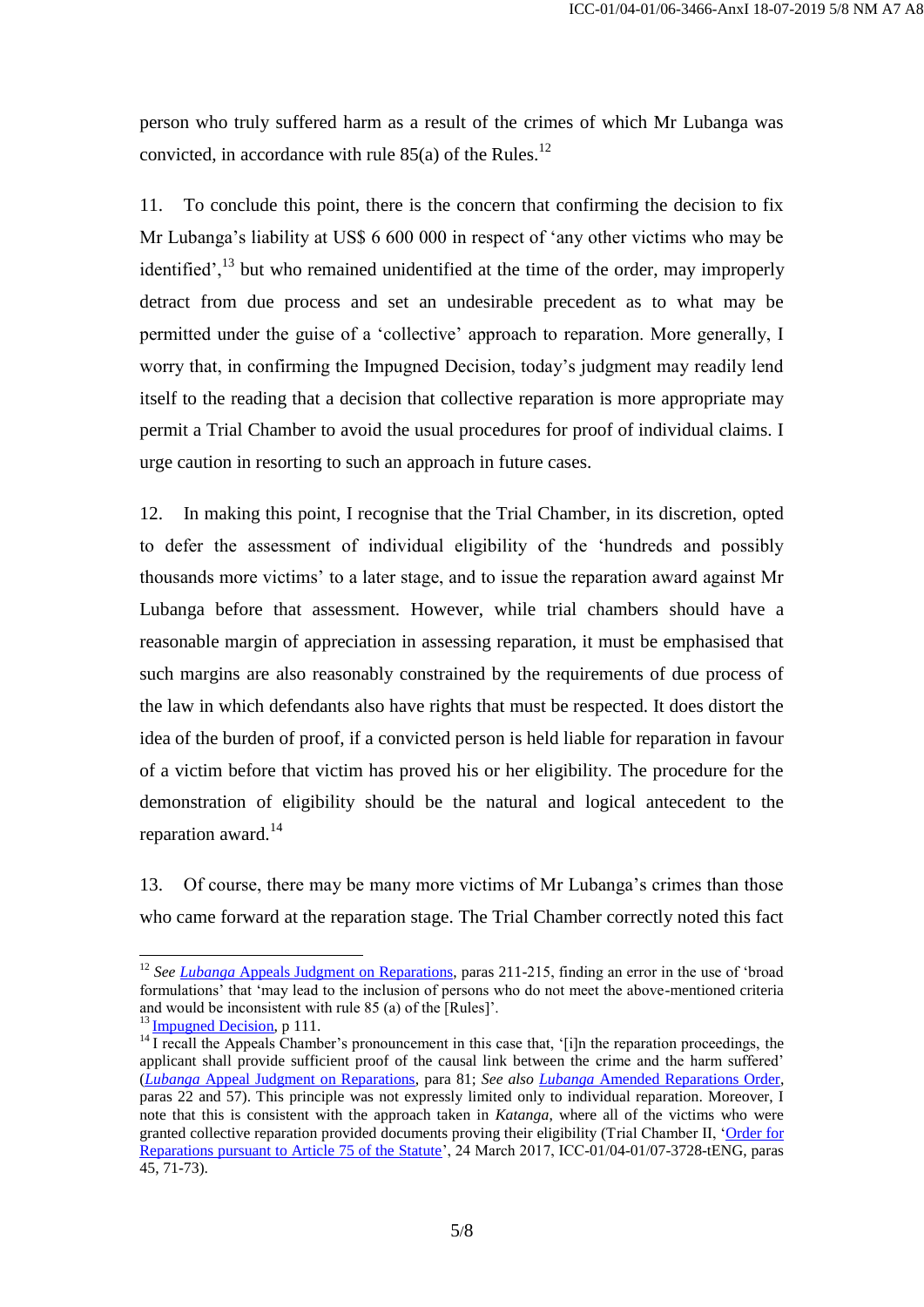person who truly suffered harm as a result of the crimes of which Mr Lubanga was convicted, in accordance with rule 85(a) of the Rules.[12]

11. To conclude this point, there is the concern that confirming the decision to fix Mr Lubanga's liability at US$ 6 600 000 in respect of 'any other victims who may be identified',[13] but who remained unidentified at the time of the order, may improperly detract from due process and set an undesirable precedent as to what may be permitted under the guise of a 'collective' approach to reparation. More generally, I worry that, in confirming the Impugned Decision, today's judgment may readily lend itself to the reading that a decision that collective reparation is more appropriate may permit a Trial Chamber to avoid the usual procedures for proof of individual claims. I urge caution in resorting to such an approach in future cases.

12. In making this point, I recognise that the Trial Chamber, in its discretion, opted to defer the assessment of individual eligibility of the 'hundreds and possibly thousands more victims' to a later stage, and to issue the reparation award against Mr Lubanga before that assessment. However, while trial chambers should have a reasonable margin of appreciation in assessing reparation, it must be emphasised that such margins are also reasonably constrained by the requirements of due process of the law in which defendants also have rights that must be respected. It does distort the idea of the burden of proof, if a convicted person is held liable for reparation in favour of a victim before that victim has proved his or her eligibility. The procedure for the demonstration of eligibility should be the natural and logical antecedent to the reparation award.[14]

13. Of course, there may be many more victims of Mr Lubanga's crimes than those who came forward at the reparation stage. The Trial Chamber correctly noted this fact

---

[12] *See* *Lubanga* Appeals Judgment on Reparations, paras 211-215, finding an error in the use of 'broad formulations' that 'may lead to the inclusion of persons who do not meet the above-mentioned criteria and would be inconsistent with rule 85 (a) of the [Rules]'.

[13] Impugned Decision, p 111.

[14] I recall the Appeals Chamber's pronouncement in this case that, '[i]n the reparation proceedings, the applicant shall provide sufficient proof of the causal link between the crime and the harm suffered' (*Lubanga* Appeal Judgment on Reparations, para 81; *See also* *Lubanga* Amended Reparations Order, paras 22 and 57). This principle was not expressly limited only to individual reparation. Moreover, I note that this is consistent with the approach taken in *Katanga*, where all of the victims who were granted collective reparation provided documents proving their eligibility (Trial Chamber II, 'Order for Reparations pursuant to Article 75 of the Statute', 24 March 2017, ICC-01/04-01/07-3728-tENG, paras 45, 71-73).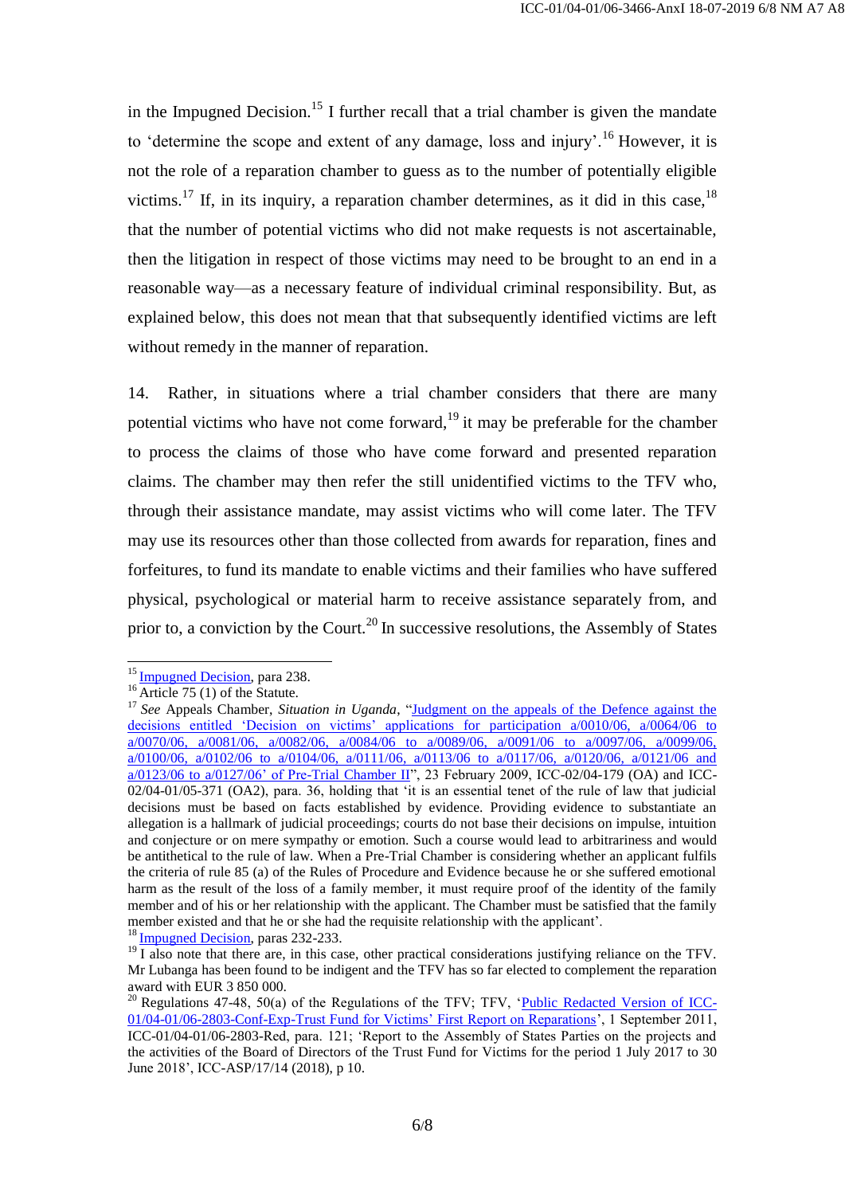in the Impugned Decision.[15] I further recall that a trial chamber is given the mandate to 'determine the scope and extent of any damage, loss and injury'.[16] However, it is not the role of a reparation chamber to guess as to the number of potentially eligible victims.[17] If, in its inquiry, a reparation chamber determines, as it did in this case,[18] that the number of potential victims who did not make requests is not ascertainable, then the litigation in respect of those victims may need to be brought to an end in a reasonable way—as a necessary feature of individual criminal responsibility. But, as explained below, this does not mean that that subsequently identified victims are left without remedy in the manner of reparation.

14. Rather, in situations where a trial chamber considers that there are many potential victims who have not come forward,[19] it may be preferable for the chamber to process the claims of those who have come forward and presented reparation claims. The chamber may then refer the still unidentified victims to the TFV who, through their assistance mandate, may assist victims who will come later. The TFV may use its resources other than those collected from awards for reparation, fines and forfeitures, to fund its mandate to enable victims and their families who have suffered physical, psychological or material harm to receive assistance separately from, and prior to, a conviction by the Court.[20] In successive resolutions, the Assembly of States

---

[15] Impugned Decision, para 238.

[16] Article 75 (1) of the Statute.

[17] *See* Appeals Chamber, *Situation in Uganda*, "Judgment on the appeals of the Defence against the decisions entitled 'Decision on victims' applications for participation a/0010/06, a/0064/06 to a/0070/06, a/0081/06, a/0082/06, a/0084/06 to a/0089/06, a/0091/06 to a/0097/06, a/0099/06, a/0100/06, a/0102/06 to a/0104/06, a/0111/06, a/0113/06 to a/0117/06, a/0120/06, a/0121/06 and a/0123/06 to a/0127/06' of Pre-Trial Chamber II", 23 February 2009, ICC-02/04-179 (OA) and ICC-02/04-01/05-371 (OA2), para. 36, holding that 'it is an essential tenet of the rule of law that judicial decisions must be based on facts established by evidence. Providing evidence to substantiate an allegation is a hallmark of judicial proceedings; courts do not base their decisions on impulse, intuition and conjecture or on mere sympathy or emotion. Such a course would lead to arbitrariness and would be antithetical to the rule of law. When a Pre-Trial Chamber is considering whether an applicant fulfils the criteria of rule 85 (a) of the Rules of Procedure and Evidence because he or she suffered emotional harm as the result of the loss of a family member, it must require proof of the identity of the family member and of his or her relationship with the applicant. The Chamber must be satisfied that the family member existed and that he or she had the requisite relationship with the applicant'.

[18] Impugned Decision, paras 232-233.

[19] I also note that there are, in this case, other practical considerations justifying reliance on the TFV. Mr Lubanga has been found to be indigent and the TFV has so far elected to complement the reparation award with EUR 3 850 000.

[20] Regulations 47-48, 50(a) of the Regulations of the TFV; TFV, 'Public Redacted Version of ICC-01/04-01/06-2803-Conf-Exp-Trust Fund for Victims' First Report on Reparations', 1 September 2011, ICC-01/04-01/06-2803-Red, para. 121; 'Report to the Assembly of States Parties on the projects and the activities of the Board of Directors of the Trust Fund for Victims for the period 1 July 2017 to 30 June 2018', ICC-ASP/17/14 (2018), p 10.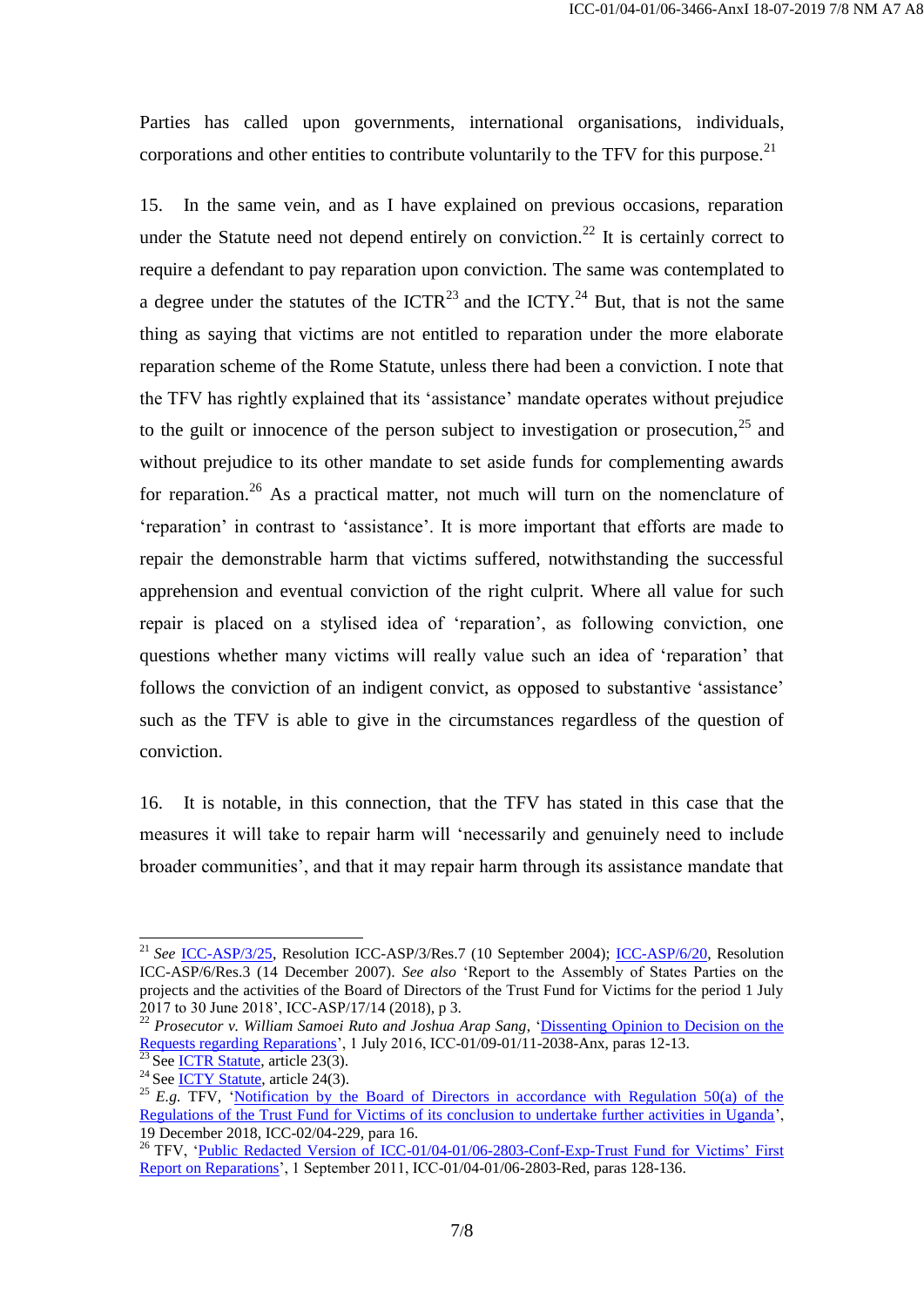Parties has called upon governments, international organisations, individuals, corporations and other entities to contribute voluntarily to the TFV for this purpose.[21]

15. In the same vein, and as I have explained on previous occasions, reparation under the Statute need not depend entirely on conviction.[22] It is certainly correct to require a defendant to pay reparation upon conviction. The same was contemplated to a degree under the statutes of the ICTR[23] and the ICTY.[24] But, that is not the same thing as saying that victims are not entitled to reparation under the more elaborate reparation scheme of the Rome Statute, unless there had been a conviction. I note that the TFV has rightly explained that its 'assistance' mandate operates without prejudice to the guilt or innocence of the person subject to investigation or prosecution,[25] and without prejudice to its other mandate to set aside funds for complementing awards for reparation.[26] As a practical matter, not much will turn on the nomenclature of 'reparation' in contrast to 'assistance'. It is more important that efforts are made to repair the demonstrable harm that victims suffered, notwithstanding the successful apprehension and eventual conviction of the right culprit. Where all value for such repair is placed on a stylised idea of 'reparation', as following conviction, one questions whether many victims will really value such an idea of 'reparation' that follows the conviction of an indigent convict, as opposed to substantive 'assistance' such as the TFV is able to give in the circumstances regardless of the question of conviction.

16. It is notable, in this connection, that the TFV has stated in this case that the measures it will take to repair harm will 'necessarily and genuinely need to include broader communities', and that it may repair harm through its assistance mandate that

---

[21] *See* ICC-ASP/3/25, Resolution ICC-ASP/3/Res.7 (10 September 2004); ICC-ASP/6/20, Resolution ICC-ASP/6/Res.3 (14 December 2007). *See also* 'Report to the Assembly of States Parties on the projects and the activities of the Board of Directors of the Trust Fund for Victims for the period 1 July 2017 to 30 June 2018', ICC-ASP/17/14 (2018), p 3.

[22] *Prosecutor v. William Samoei Ruto and Joshua Arap Sang*, 'Dissenting Opinion to Decision on the Requests regarding Reparations', 1 July 2016, ICC-01/09-01/11-2038-Anx, paras 12-13.

[23] See ICTR Statute, article 23(3).

[24] See ICTY Statute, article 24(3).

[25] *E.g.* TFV, 'Notification by the Board of Directors in accordance with Regulation 50(a) of the Regulations of the Trust Fund for Victims of its conclusion to undertake further activities in Uganda', 19 December 2018, ICC-02/04-229, para 16.

[26] TFV, 'Public Redacted Version of ICC-01/04-01/06-2803-Conf-Exp-Trust Fund for Victims' First Report on Reparations', 1 September 2011, ICC-01/04-01/06-2803-Red, paras 128-136.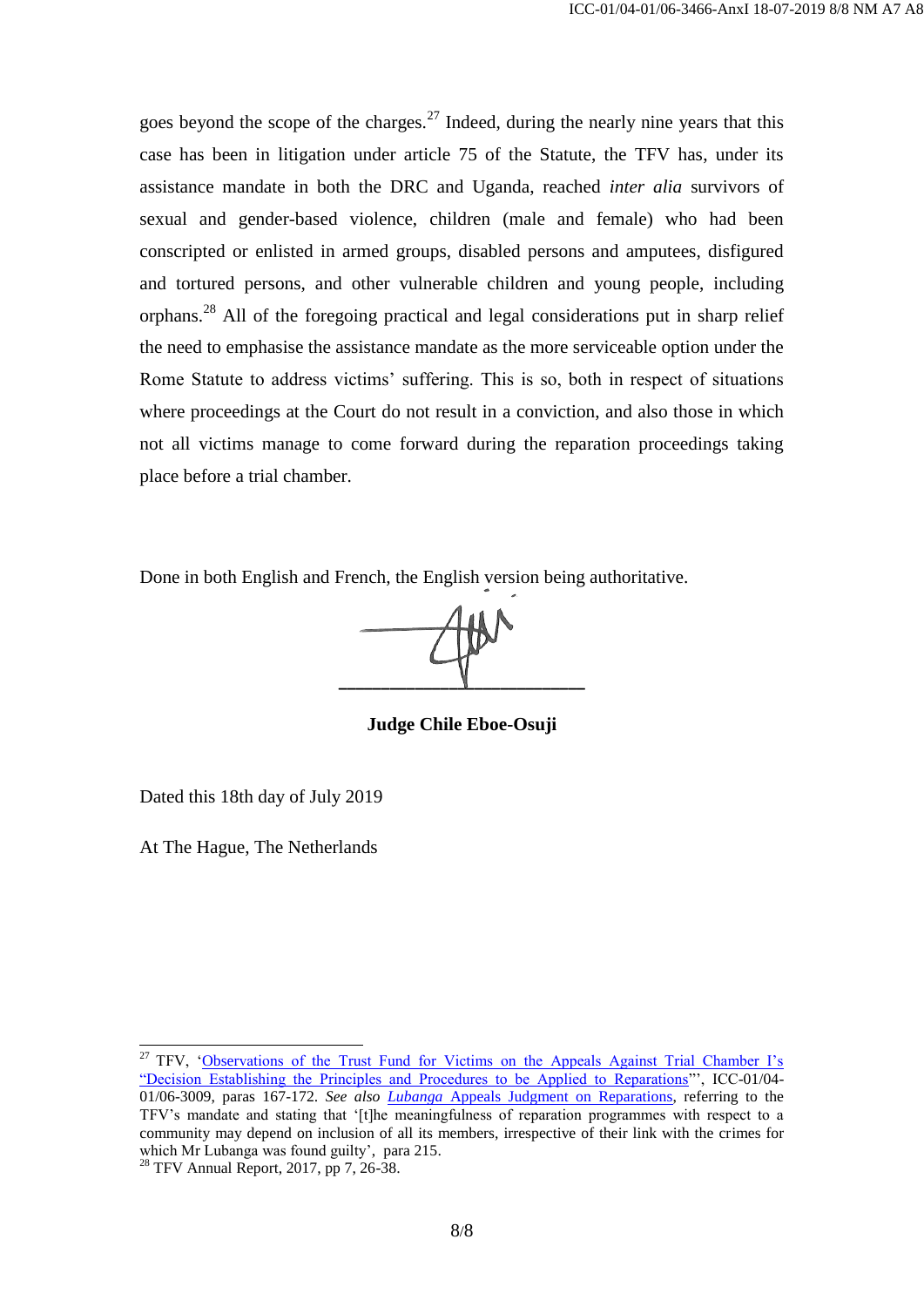goes beyond the scope of the charges.[27] Indeed, during the nearly nine years that this case has been in litigation under article 75 of the Statute, the TFV has, under its assistance mandate in both the DRC and Uganda, reached *inter alia* survivors of sexual and gender-based violence, children (male and female) who had been conscripted or enlisted in armed groups, disabled persons and amputees, disfigured and tortured persons, and other vulnerable children and young people, including orphans.[28] All of the foregoing practical and legal considerations put in sharp relief the need to emphasise the assistance mandate as the more serviceable option under the Rome Statute to address victims' suffering. This is so, both in respect of situations where proceedings at the Court do not result in a conviction, and also those in which not all victims manage to come forward during the reparation proceedings taking place before a trial chamber.

Done in both English and French, the English version being authoritative.

______________________________

**Judge Chile Eboe-Osuji**

Dated this 18th day of July 2019

At The Hague, The Netherlands

---

[27] TFV, 'Observations of the Trust Fund for Victims on the Appeals Against Trial Chamber I's "Decision Establishing the Principles and Procedures to be Applied to Reparations"', ICC-01/04-01/06-3009, paras 167-172. *See also* *Lubanga* Appeals Judgment on Reparations, referring to the TFV's mandate and stating that '[t]he meaningfulness of reparation programmes with respect to a community may depend on inclusion of all its members, irrespective of their link with the crimes for which Mr Lubanga was found guilty', para 215.

[28] TFV Annual Report, 2017, pp 7, 26-38.